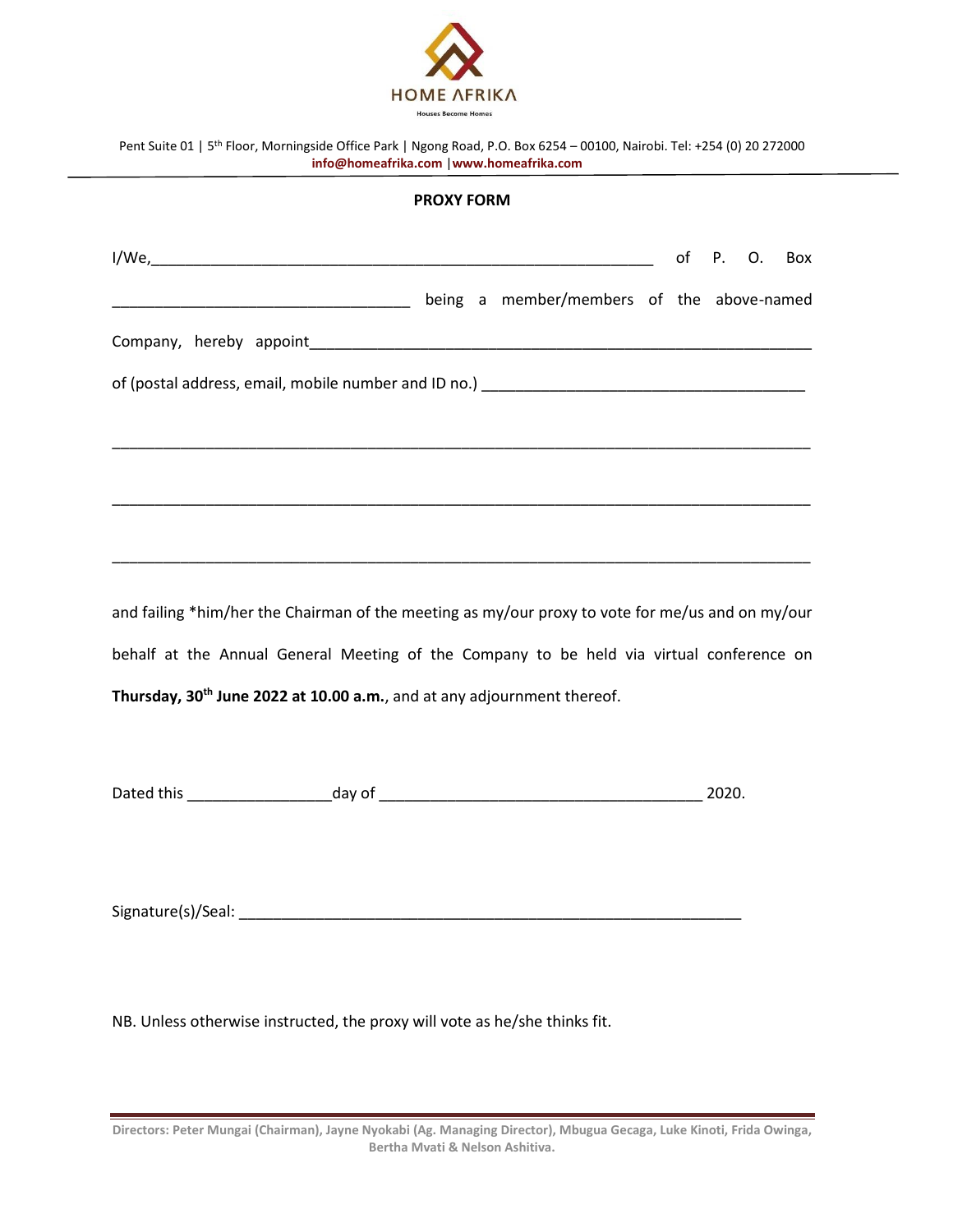HOME AFRIKA

Houses Become Homes

Pent Suite 01 | 5th Floor, Morningside Office Park | Ngong Road, P.O. Box 6254 – 00100, Nairobi. Tel: +254 (0) 20 272000
**info@homeafrika.com** | **www.homeafrika.com**

**PROXY FORM**

I/We,____________________________________________________________ of P. O. Box

__________________________________ being a member/members of the above-named

Company, hereby appoint_________________________________________________________

of (postal address, email, mobile number and ID no.) ____________________________________

_______________________________________________________________________________

_______________________________________________________________________________

_______________________________________________________________________________

and failing *him/her the Chairman of the meeting as my/our proxy to vote for me/us and on my/our behalf at the Annual General Meeting of the Company to be held via virtual conference on **Thursday, 30th June 2022 at 10.00 a.m.**, and at any adjournment thereof.

Dated this ________________day of ___________________________________ 2020.

Signature(s)/Seal: _________________________________________________________

NB. Unless otherwise instructed, the proxy will vote as he/she thinks fit.

**Directors: Peter Mungai (Chairman), Jayne Nyokabi (Ag. Managing Director), Mbugua Gecaga, Luke Kinoti, Frida Owinga, Bertha Mvati & Nelson Ashitiva.**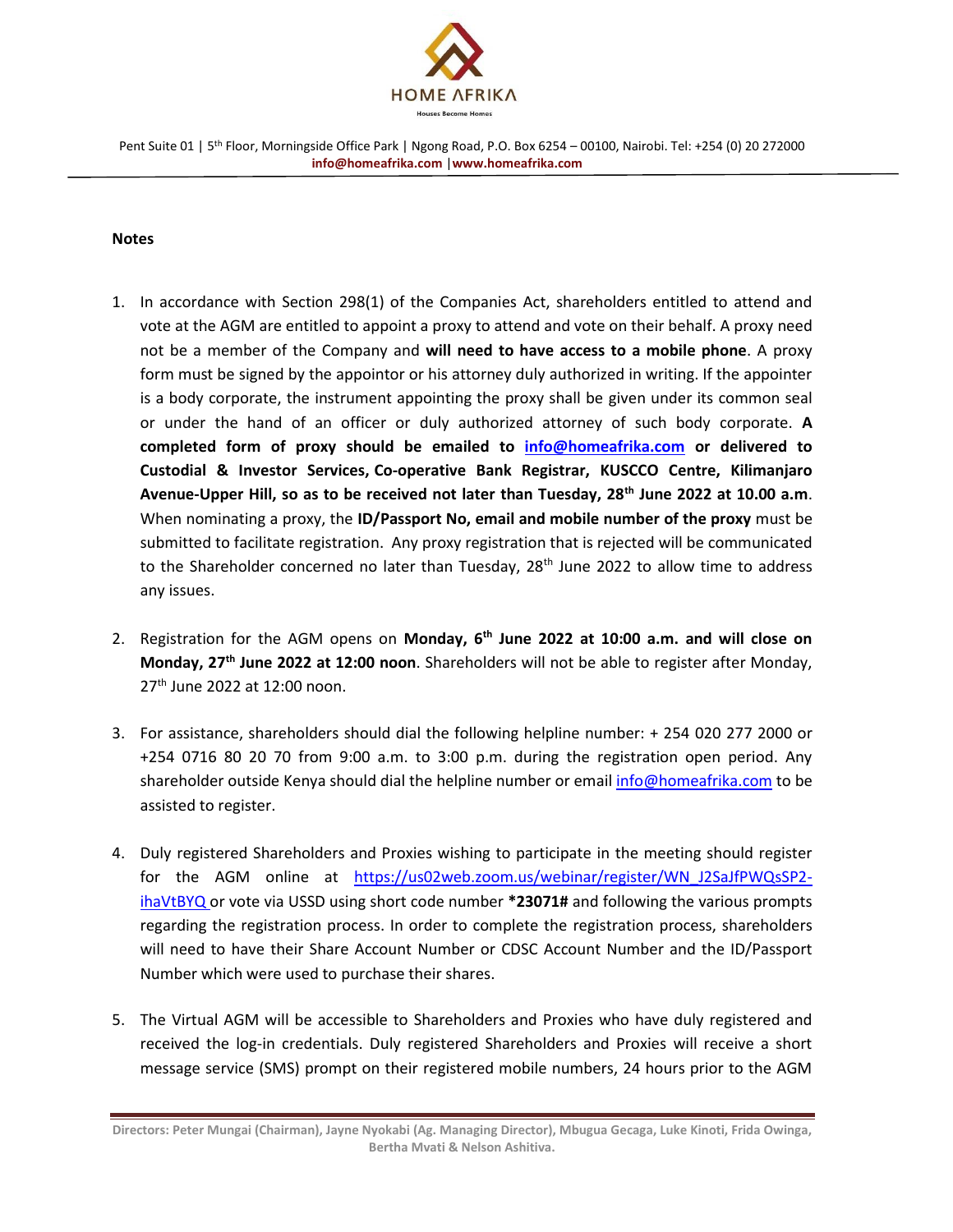## Notes

1. In accordance with Section 298(1) of the Companies Act, shareholders entitled to attend and vote at the AGM are entitled to appoint a proxy to attend and vote on their behalf. A proxy need not be a member of the Company and **will need to have access to a mobile phone**. A proxy form must be signed by the appointor or his attorney duly authorized in writing. If the appointer is a body corporate, the instrument appointing the proxy shall be given under its common seal or under the hand of an officer or duly authorized attorney of such body corporate. **A completed form of proxy should be emailed to info@homeafrika.com or delivered to Custodial & Investor Services, Co-operative Bank Registrar, KUSCCO Centre, Kilimanjaro Avenue-Upper Hill, so as to be received not later than Tuesday, 28th June 2022 at 10.00 a.m**. When nominating a proxy, the **ID/Passport No, email and mobile number of the proxy** must be submitted to facilitate registration. Any proxy registration that is rejected will be communicated to the Shareholder concerned no later than Tuesday, 28th June 2022 to allow time to address any issues.

2. Registration for the AGM opens on **Monday, 6th June 2022 at 10:00 a.m. and will close on Monday, 27th June 2022 at 12:00 noon**. Shareholders will not be able to register after Monday, 27th June 2022 at 12:00 noon.

3. For assistance, shareholders should dial the following helpline number: + 254 020 277 2000 or +254 0716 80 20 70 from 9:00 a.m. to 3:00 p.m. during the registration open period. Any shareholder outside Kenya should dial the helpline number or email info@homeafrika.com to be assisted to register.

4. Duly registered Shareholders and Proxies wishing to participate in the meeting should register for the AGM online at https://us02web.zoom.us/webinar/register/WN_J2SaJfPWQsSP2-ihaVtBYQ or vote via USSD using short code number ***23071#** and following the various prompts regarding the registration process. In order to complete the registration process, shareholders will need to have their Share Account Number or CDSC Account Number and the ID/Passport Number which were used to purchase their shares.

5. The Virtual AGM will be accessible to Shareholders and Proxies who have duly registered and received the log-in credentials. Duly registered Shareholders and Proxies will receive a short message service (SMS) prompt on their registered mobile numbers, 24 hours prior to the AGM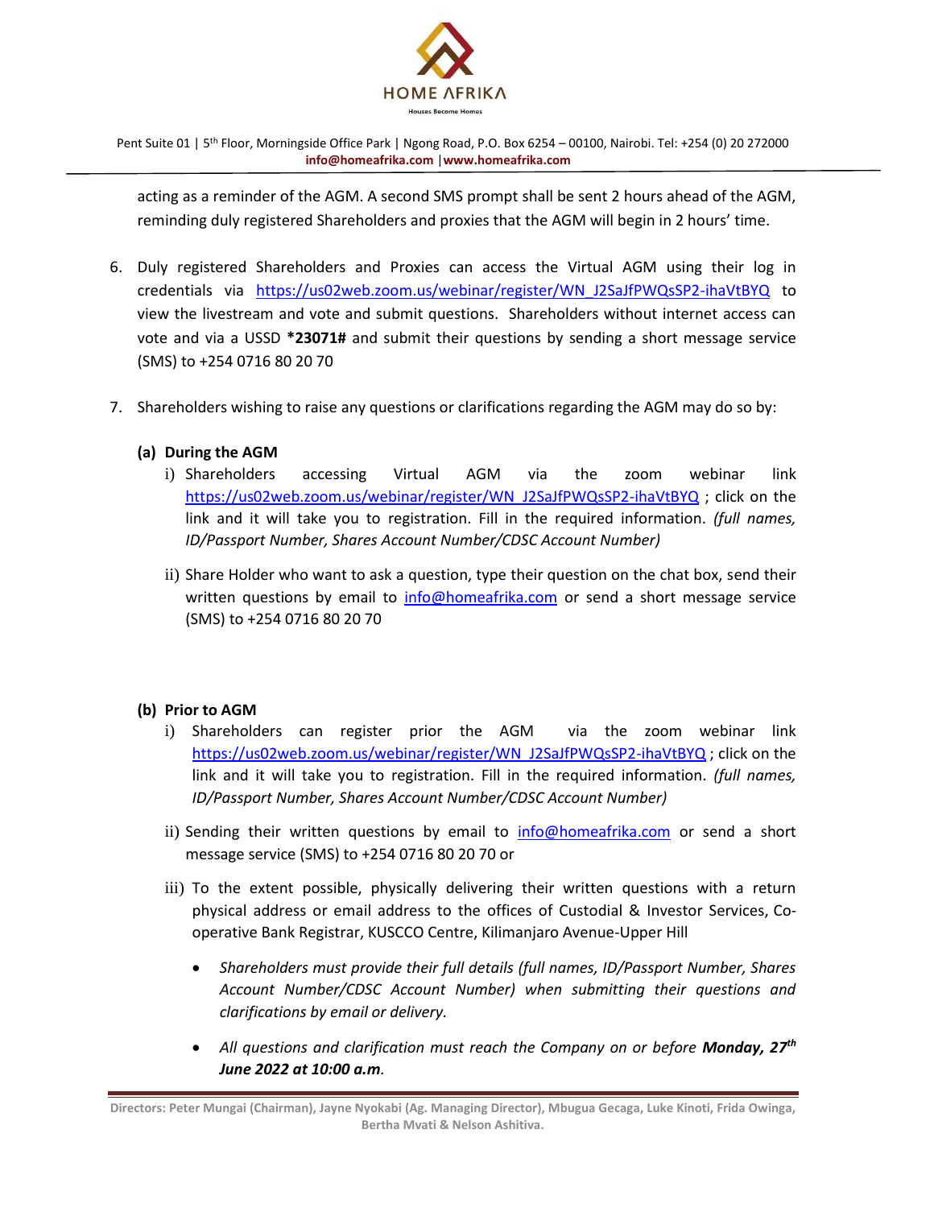acting as a reminder of the AGM. A second SMS prompt shall be sent 2 hours ahead of the AGM, reminding duly registered Shareholders and proxies that the AGM will begin in 2 hours' time.

6. Duly registered Shareholders and Proxies can access the Virtual AGM using their log in credentials via https://us02web.zoom.us/webinar/register/WN_J2SaJfPWQsSP2-ihaVtBYQ to view the livestream and vote and submit questions. Shareholders without internet access can vote and via a USSD **\*23071#** and submit their questions by sending a short message service (SMS) to +254 0716 80 20 70

7. Shareholders wishing to raise any questions or clarifications regarding the AGM may do so by:

**(a) During the AGM**

i) Shareholders accessing Virtual AGM via the zoom webinar link https://us02web.zoom.us/webinar/register/WN_J2SaJfPWQsSP2-ihaVtBYQ ; click on the link and it will take you to registration. Fill in the required information. *(full names, ID/Passport Number, Shares Account Number/CDSC Account Number)*

ii) Share Holder who want to ask a question, type their question on the chat box, send their written questions by email to info@homeafrika.com or send a short message service (SMS) to +254 0716 80 20 70

**(b) Prior to AGM**

i) Shareholders can register prior the AGM via the zoom webinar link https://us02web.zoom.us/webinar/register/WN_J2SaJfPWQsSP2-ihaVtBYQ ; click on the link and it will take you to registration. Fill in the required information. *(full names, ID/Passport Number, Shares Account Number/CDSC Account Number)*

ii) Sending their written questions by email to info@homeafrika.com or send a short message service (SMS) to +254 0716 80 20 70 or

iii) To the extent possible, physically delivering their written questions with a return physical address or email address to the offices of Custodial & Investor Services, Co-operative Bank Registrar, KUSCCO Centre, Kilimanjaro Avenue-Upper Hill

- *Shareholders must provide their full details (full names, ID/Passport Number, Shares Account Number/CDSC Account Number) when submitting their questions and clarifications by email or delivery.*
- *All questions and clarification must reach the Company on or before* ***Monday, 27th June 2022 at 10:00 a.m****.*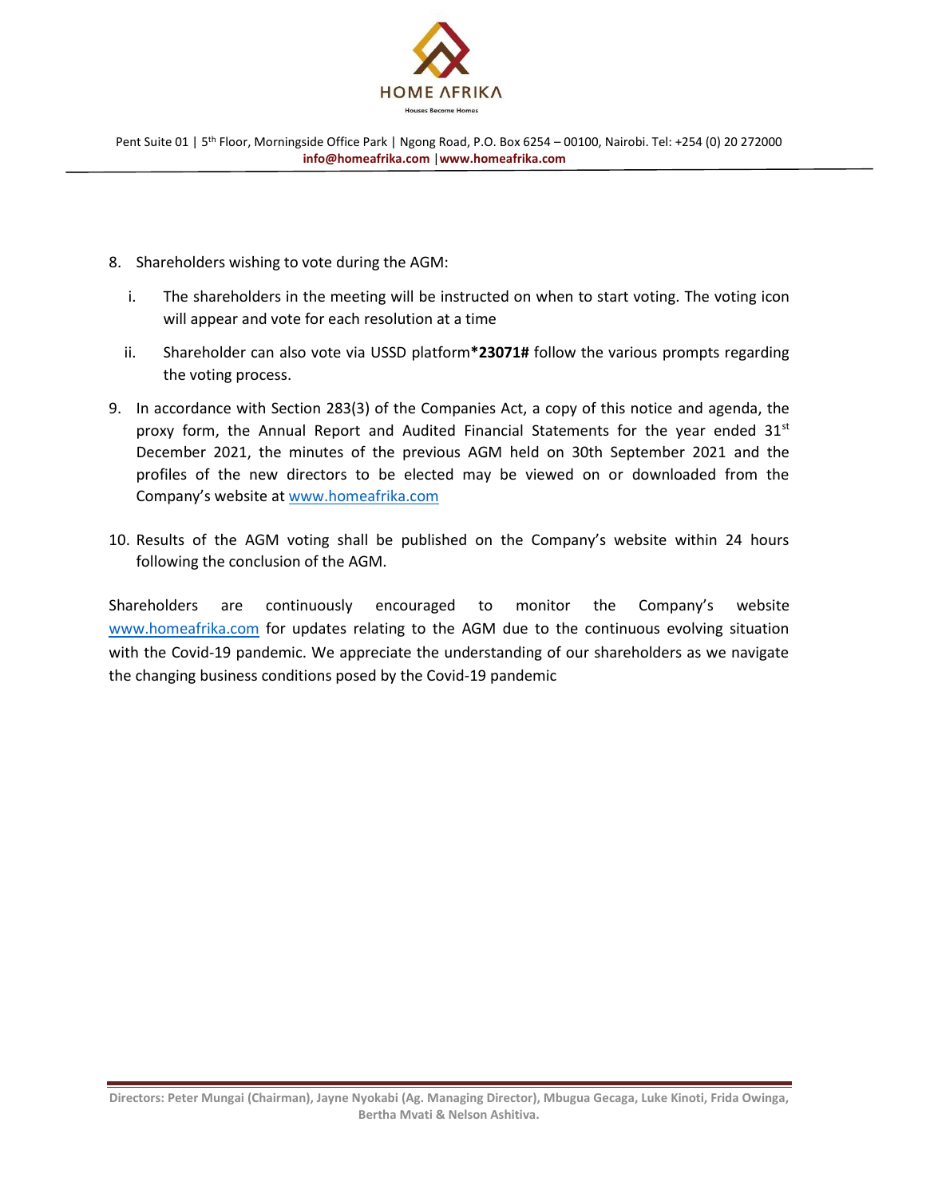8. Shareholders wishing to vote during the AGM:

   i. The shareholders in the meeting will be instructed on when to start voting. The voting icon will appear and vote for each resolution at a time

   ii. Shareholder can also vote via USSD platform **\*23071#** follow the various prompts regarding the voting process.

9. In accordance with Section 283(3) of the Companies Act, a copy of this notice and agenda, the proxy form, the Annual Report and Audited Financial Statements for the year ended 31st December 2021, the minutes of the previous AGM held on 30th September 2021 and the profiles of the new directors to be elected may be viewed on or downloaded from the Company's website at www.homeafrika.com

10. Results of the AGM voting shall be published on the Company's website within 24 hours following the conclusion of the AGM.

Shareholders are continuously encouraged to monitor the Company's website www.homeafrika.com for updates relating to the AGM due to the continuous evolving situation with the Covid-19 pandemic. We appreciate the understanding of our shareholders as we navigate the changing business conditions posed by the Covid-19 pandemic